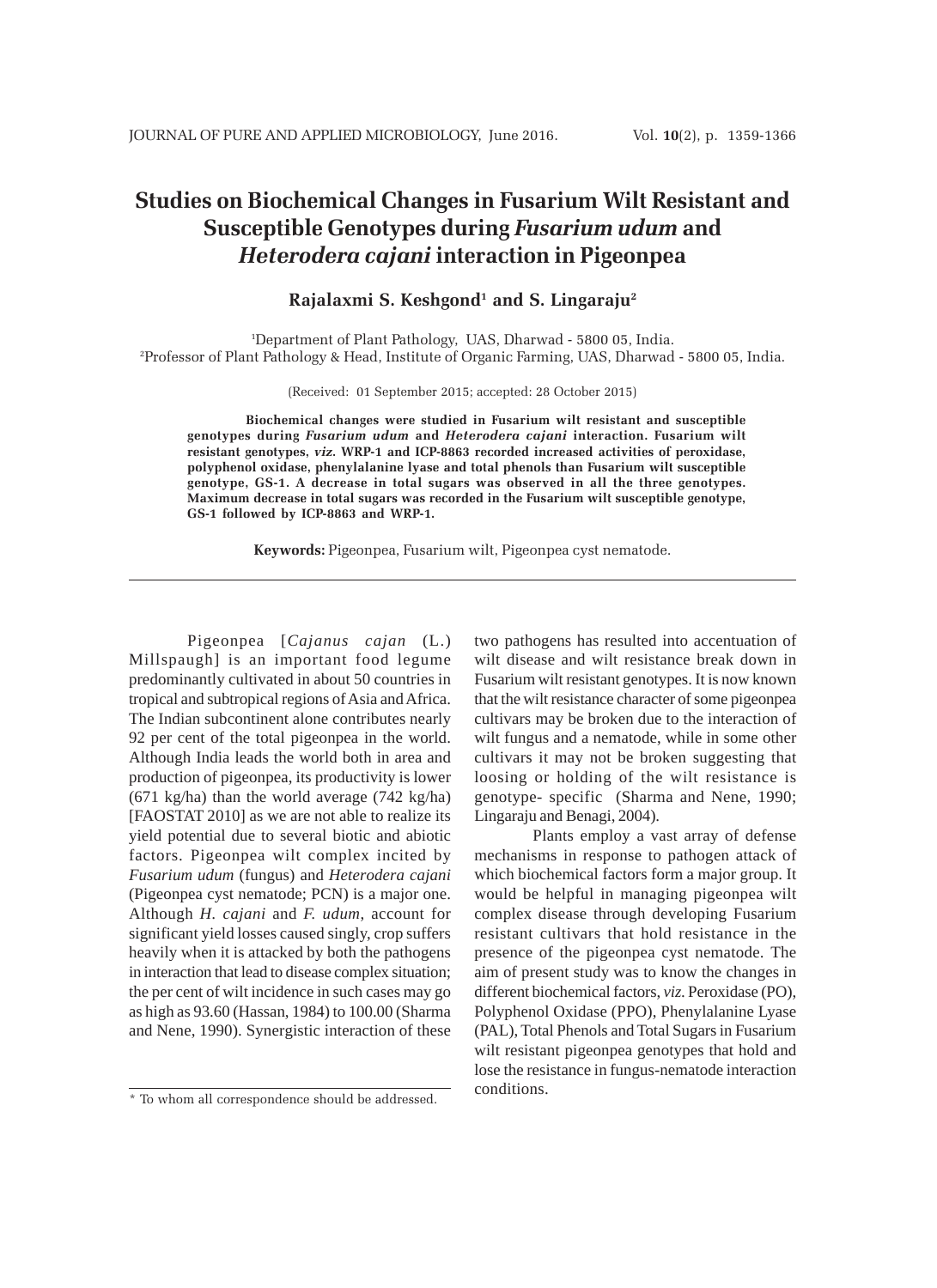# Studies on Biochemical Changes in Fusarium Wilt Resistant and Susceptible Genotypes during *Fusarium udum* and *Heterodera cajani* interaction in Pigeonpea

**Rajalaxmi S. Keshgond[1] and S. Lingaraju[2]**

[1]Department of Plant Pathology, UAS, Dharwad - 5800 05, India.
[2]Professor of Plant Pathology & Head, Institute of Organic Farming, UAS, Dharwad - 5800 05, India.

(Received: 01 September 2015; accepted: 28 October 2015)

**Biochemical changes were studied in Fusarium wilt resistant and susceptible genotypes during *Fusarium udum* and *Heterodera cajani* interaction. Fusarium wilt resistant genotypes, *viz.* WRP-1 and ICP-8863 recorded increased activities of peroxidase, polyphenol oxidase, phenylalanine lyase and total phenols than Fusarium wilt susceptible genotype, GS-1. A decrease in total sugars was observed in all the three genotypes. Maximum decrease in total sugars was recorded in the Fusarium wilt susceptible genotype, GS-1 followed by ICP-8863 and WRP-1.**

**Keywords:** Pigeonpea, Fusarium wilt, Pigeonpea cyst nematode.

---

Pigeonpea [*Cajanus cajan* (L.) Millspaugh] is an important food legume predominantly cultivated in about 50 countries in tropical and subtropical regions of Asia and Africa. The Indian subcontinent alone contributes nearly 92 per cent of the total pigeonpea in the world. Although India leads the world both in area and production of pigeonpea, its productivity is lower (671 kg/ha) than the world average (742 kg/ha) [FAOSTAT 2010] as we are not able to realize its yield potential due to several biotic and abiotic factors. Pigeonpea wilt complex incited by *Fusarium udum* (fungus) and *Heterodera cajani* (Pigeonpea cyst nematode; PCN) is a major one. Although *H. cajani* and *F. udum*, account for significant yield losses caused singly, crop suffers heavily when it is attacked by both the pathogens in interaction that lead to disease complex situation; the per cent of wilt incidence in such cases may go as high as 93.60 (Hassan, 1984) to 100.00 (Sharma and Nene, 1990). Synergistic interaction of these two pathogens has resulted into accentuation of wilt disease and wilt resistance break down in Fusarium wilt resistant genotypes. It is now known that the wilt resistance character of some pigeonpea cultivars may be broken due to the interaction of wilt fungus and a nematode, while in some other cultivars it may not be broken suggesting that loosing or holding of the wilt resistance is genotype- specific (Sharma and Nene, 1990; Lingaraju and Benagi, 2004).

Plants employ a vast array of defense mechanisms in response to pathogen attack of which biochemical factors form a major group. It would be helpful in managing pigeonpea wilt complex disease through developing Fusarium resistant cultivars that hold resistance in the presence of the pigeonpea cyst nematode. The aim of present study was to know the changes in different biochemical factors, *viz.* Peroxidase (PO), Polyphenol Oxidase (PPO), Phenylalanine Lyase (PAL), Total Phenols and Total Sugars in Fusarium wilt resistant pigeonpea genotypes that hold and lose the resistance in fungus-nematode interaction conditions.

---

* To whom all correspondence should be addressed.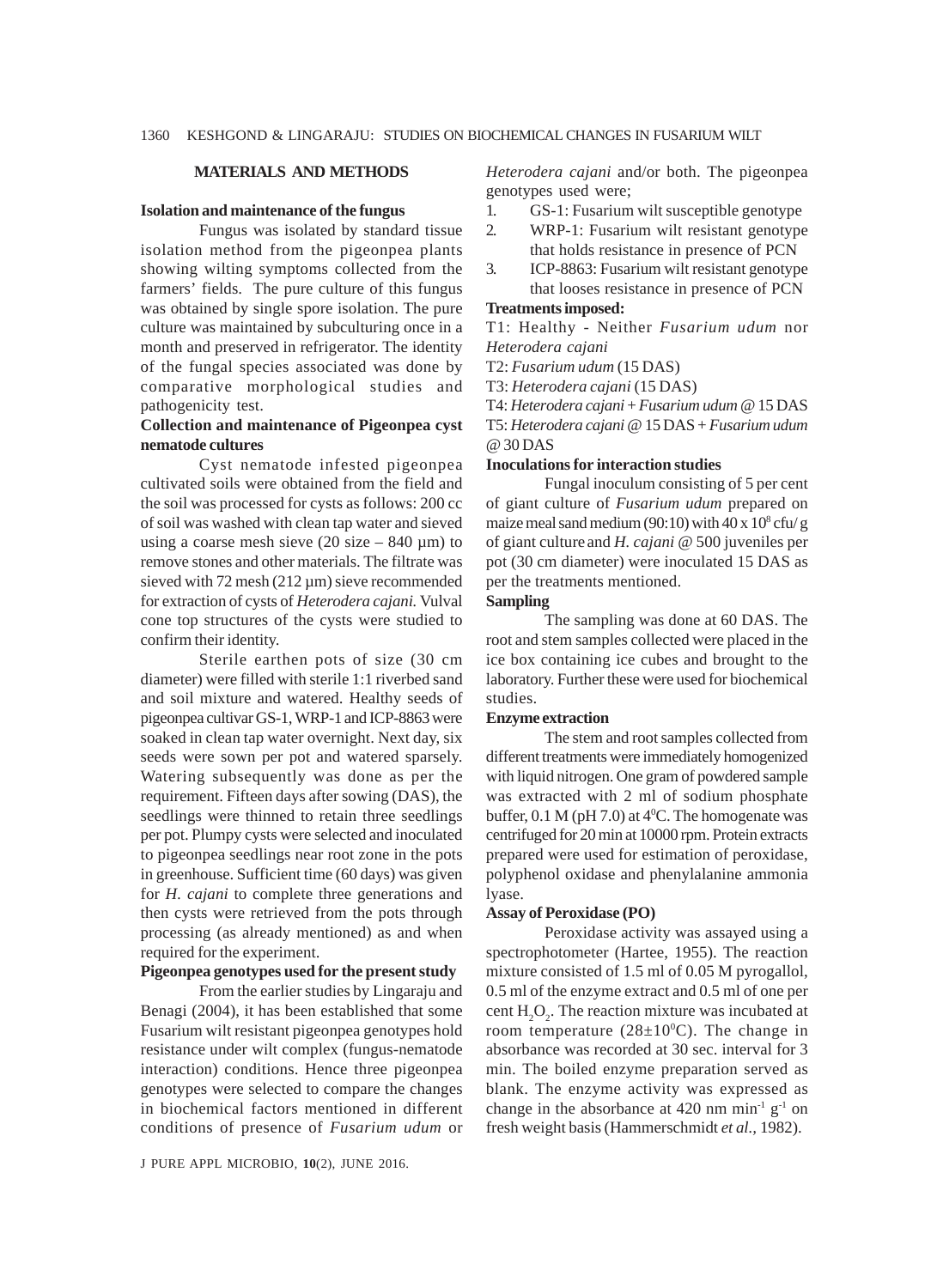## MATERIALS AND METHODS

### Isolation and maintenance of the fungus

Fungus was isolated by standard tissue isolation method from the pigeonpea plants showing wilting symptoms collected from the farmers' fields. The pure culture of this fungus was obtained by single spore isolation. The pure culture was maintained by subculturing once in a month and preserved in refrigerator. The identity of the fungal species associated was done by comparative morphological studies and pathogenicity test.

### Collection and maintenance of Pigeonpea cyst nematode cultures

Cyst nematode infested pigeonpea cultivated soils were obtained from the field and the soil was processed for cysts as follows: 200 cc of soil was washed with clean tap water and sieved using a coarse mesh sieve (20 size – 840 µm) to remove stones and other materials. The filtrate was sieved with 72 mesh (212 µm) sieve recommended for extraction of cysts of *Heterodera cajani.* Vulval cone top structures of the cysts were studied to confirm their identity.

Sterile earthen pots of size (30 cm diameter) were filled with sterile 1:1 riverbed sand and soil mixture and watered. Healthy seeds of pigeonpea cultivar GS-1, WRP-1 and ICP-8863 were soaked in clean tap water overnight. Next day, six seeds were sown per pot and watered sparsely. Watering subsequently was done as per the requirement. Fifteen days after sowing (DAS), the seedlings were thinned to retain three seedlings per pot. Plumpy cysts were selected and inoculated to pigeonpea seedlings near root zone in the pots in greenhouse. Sufficient time (60 days) was given for *H. cajani* to complete three generations and then cysts were retrieved from the pots through processing (as already mentioned) as and when required for the experiment.

### Pigeonpea genotypes used for the present study

From the earlier studies by Lingaraju and Benagi (2004), it has been established that some Fusarium wilt resistant pigeonpea genotypes hold resistance under wilt complex (fungus-nematode interaction) conditions. Hence three pigeonpea genotypes were selected to compare the changes in biochemical factors mentioned in different conditions of presence of *Fusarium udum* or *Heterodera cajani* and/or both. The pigeonpea genotypes used were;

1. GS-1: Fusarium wilt susceptible genotype
2. WRP-1: Fusarium wilt resistant genotype that holds resistance in presence of PCN
3. ICP-8863: Fusarium wilt resistant genotype that looses resistance in presence of PCN

### Treatments imposed:

T1: Healthy - Neither *Fusarium udum* nor *Heterodera cajani*

T2: *Fusarium udum* (15 DAS)

T3: *Heterodera cajani* (15 DAS)

T4: *Heterodera cajani* + *Fusarium udum* @ 15 DAS

T5: *Heterodera cajani* @ 15 DAS + *Fusarium udum* @ 30 DAS

### Inoculations for interaction studies

Fungal inoculum consisting of 5 per cent of giant culture of *Fusarium udum* prepared on maize meal sand medium (90:10) with $40 \times 10^8$ cfu/ g of giant culture and *H. cajani* @ 500 juveniles per pot (30 cm diameter) were inoculated 15 DAS as per the treatments mentioned.

### Sampling

The sampling was done at 60 DAS. The root and stem samples collected were placed in the ice box containing ice cubes and brought to the laboratory. Further these were used for biochemical studies.

### Enzyme extraction

The stem and root samples collected from different treatments were immediately homogenized with liquid nitrogen. One gram of powdered sample was extracted with 2 ml of sodium phosphate buffer, 0.1 M (pH 7.0) at $4^0$C. The homogenate was centrifuged for 20 min at 10000 rpm. Protein extracts prepared were used for estimation of peroxidase, polyphenol oxidase and phenylalanine ammonia lyase.

### Assay of Peroxidase (PO)

Peroxidase activity was assayed using a spectrophotometer (Hartee, 1955). The reaction mixture consisted of 1.5 ml of 0.05 M pyrogallol, 0.5 ml of the enzyme extract and 0.5 ml of one per cent $H_2O_2$. The reaction mixture was incubated at room temperature ($28 \pm 10^0$C). The change in absorbance was recorded at 30 sec. interval for 3 min. The boiled enzyme preparation served as blank. The enzyme activity was expressed as change in the absorbance at 420 nm $min^{-1}$ $g^{-1}$ on fresh weight basis (Hammerschmidt *et al.,* 1982).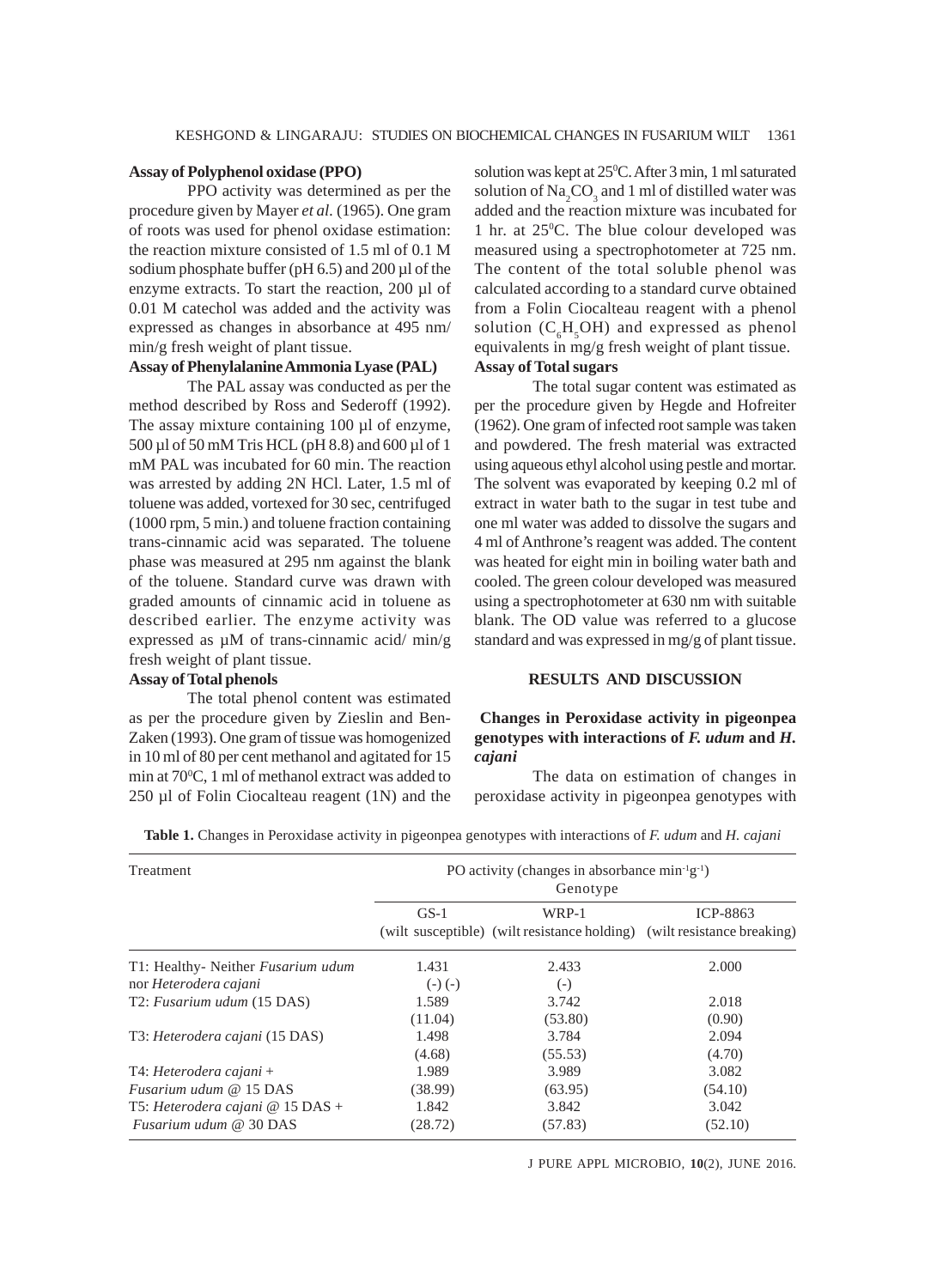### Assay of Polyphenol oxidase (PPO)

PPO activity was determined as per the procedure given by Mayer *et al.* (1965). One gram of roots was used for phenol oxidase estimation: the reaction mixture consisted of 1.5 ml of 0.1 M sodium phosphate buffer (pH 6.5) and 200 µl of the enzyme extracts. To start the reaction, 200 µl of 0.01 M catechol was added and the activity was expressed as changes in absorbance at 495 nm/ min/g fresh weight of plant tissue.

### Assay of Phenylalanine Ammonia Lyase (PAL)

The PAL assay was conducted as per the method described by Ross and Sederoff (1992). The assay mixture containing 100 µl of enzyme, 500 µl of 50 mM Tris HCL (pH 8.8) and 600 µl of 1 mM PAL was incubated for 60 min. The reaction was arrested by adding 2N HCl. Later, 1.5 ml of toluene was added, vortexed for 30 sec, centrifuged (1000 rpm, 5 min.) and toluene fraction containing trans-cinnamic acid was separated. The toluene phase was measured at 295 nm against the blank of the toluene. Standard curve was drawn with graded amounts of cinnamic acid in toluene as described earlier. The enzyme activity was expressed as µM of trans-cinnamic acid/ min/g fresh weight of plant tissue.

### Assay of Total phenols

The total phenol content was estimated as per the procedure given by Zieslin and Ben-Zaken (1993). One gram of tissue was homogenized in 10 ml of 80 per cent methanol and agitated for 15 min at 70$^0$C, 1 ml of methanol extract was added to 250 µl of Folin Ciocalteau reagent (1N) and the solution was kept at 25$^0$C. After 3 min, 1 ml saturated solution of $Na_2CO_3$ and 1 ml of distilled water was added and the reaction mixture was incubated for 1 hr. at 25$^0$C. The blue colour developed was measured using a spectrophotometer at 725 nm. The content of the total soluble phenol was calculated according to a standard curve obtained from a Folin Ciocalteau reagent with a phenol solution ($C_6H_5OH$) and expressed as phenol equivalents in mg/g fresh weight of plant tissue.

### Assay of Total sugars

The total sugar content was estimated as per the procedure given by Hegde and Hofreiter (1962). One gram of infected root sample was taken and powdered. The fresh material was extracted using aqueous ethyl alcohol using pestle and mortar. The solvent was evaporated by keeping 0.2 ml of extract in water bath to the sugar in test tube and one ml water was added to dissolve the sugars and 4 ml of Anthrone's reagent was added. The content was heated for eight min in boiling water bath and cooled. The green colour developed was measured using a spectrophotometer at 630 nm with suitable blank. The OD value was referred to a glucose standard and was expressed in mg/g of plant tissue.

## RESULTS AND DISCUSSION

### Changes in Peroxidase activity in pigeonpea genotypes with interactions of *F. udum* and *H. cajani*

The data on estimation of changes in peroxidase activity in pigeonpea genotypes with

**Table 1.** Changes in Peroxidase activity in pigeonpea genotypes with interactions of *F. udum* and *H. cajani*

| Treatment | PO activity (changes in absorbance $min^{-1}g^{-1}$) Genotype | | |
|---|---|---|---|
| | GS-1 (wilt susceptible) | WRP-1 (wilt resistance holding) | ICP-8863 (wilt resistance breaking) |
| T1: Healthy- Neither *Fusarium udum* nor *Heterodera cajani* | 1.431 (-) (-) | 2.433 (-) | 2.000 |
| T2: *Fusarium udum* (15 DAS) | 1.589 (11.04) | 3.742 (53.80) | 2.018 (0.90) |
| T3: *Heterodera cajani* (15 DAS) | 1.498 (4.68) | 3.784 (55.53) | 2.094 (4.70) |
| T4: *Heterodera cajani* + *Fusarium udum* @ 15 DAS | 1.989 (38.99) | 3.989 (63.95) | 3.082 (54.10) |
| T5: *Heterodera cajani* @ 15 DAS + *Fusarium udum* @ 30 DAS | 1.842 (28.72) | 3.842 (57.83) | 3.042 (52.10) |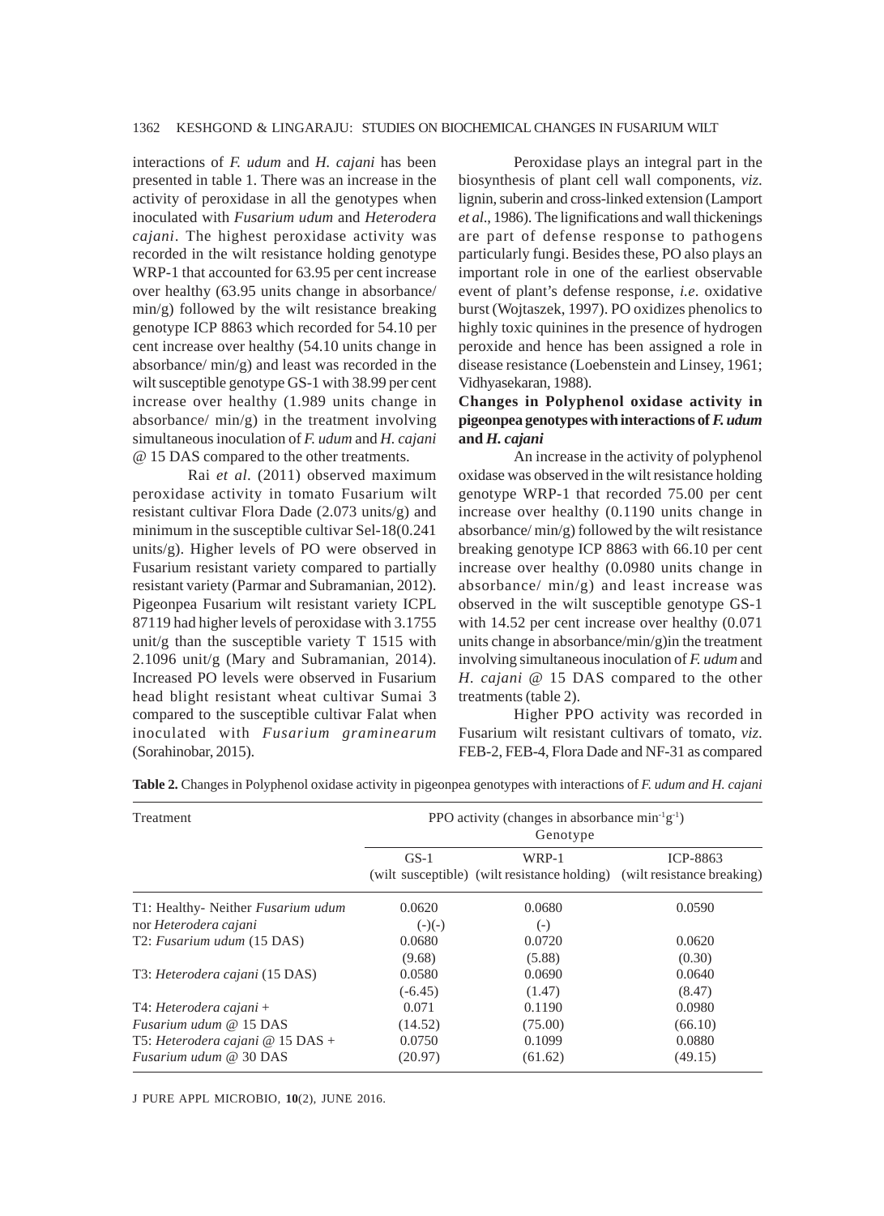interactions of *F. udum* and *H. cajani* has been presented in table 1. There was an increase in the activity of peroxidase in all the genotypes when inoculated with *Fusarium udum* and *Heterodera cajani*. The highest peroxidase activity was recorded in the wilt resistance holding genotype WRP-1 that accounted for 63.95 per cent increase over healthy (63.95 units change in absorbance/ min/g) followed by the wilt resistance breaking genotype ICP 8863 which recorded for 54.10 per cent increase over healthy (54.10 units change in absorbance/ min/g) and least was recorded in the wilt susceptible genotype GS-1 with 38.99 per cent increase over healthy (1.989 units change in absorbance/ min/g) in the treatment involving simultaneous inoculation of *F. udum* and *H. cajani* @ 15 DAS compared to the other treatments.

Rai *et al*. (2011) observed maximum peroxidase activity in tomato Fusarium wilt resistant cultivar Flora Dade (2.073 units/g) and minimum in the susceptible cultivar Sel-18(0.241 units/g). Higher levels of PO were observed in Fusarium resistant variety compared to partially resistant variety (Parmar and Subramanian, 2012). Pigeonpea Fusarium wilt resistant variety ICPL 87119 had higher levels of peroxidase with 3.1755 unit/g than the susceptible variety T 1515 with 2.1096 unit/g (Mary and Subramanian, 2014). Increased PO levels were observed in Fusarium head blight resistant wheat cultivar Sumai 3 compared to the susceptible cultivar Falat when inoculated with *Fusarium graminearum* (Sorahinobar, 2015).

Peroxidase plays an integral part in the biosynthesis of plant cell wall components, *viz*. lignin, suberin and cross-linked extension (Lamport *et al*., 1986). The lignifications and wall thickenings are part of defense response to pathogens particularly fungi. Besides these, PO also plays an important role in one of the earliest observable event of plant's defense response, *i.e*. oxidative burst (Wojtaszek, 1997). PO oxidizes phenolics to highly toxic quinines in the presence of hydrogen peroxide and hence has been assigned a role in disease resistance (Loebenstein and Linsey, 1961; Vidhyasekaran, 1988).

**Changes in Polyphenol oxidase activity in pigeonpea genotypes with interactions of *F. udum* and *H. cajani***

An increase in the activity of polyphenol oxidase was observed in the wilt resistance holding genotype WRP-1 that recorded 75.00 per cent increase over healthy (0.1190 units change in absorbance/ min/g) followed by the wilt resistance breaking genotype ICP 8863 with 66.10 per cent increase over healthy (0.0980 units change in absorbance/ min/g) and least increase was observed in the wilt susceptible genotype GS-1 with 14.52 per cent increase over healthy (0.071 units change in absorbance/min/g)in the treatment involving simultaneous inoculation of *F. udum* and *H. cajani* @ 15 DAS compared to the other treatments (table 2).

Higher PPO activity was recorded in Fusarium wilt resistant cultivars of tomato, *viz*. FEB-2, FEB-4, Flora Dade and NF-31 as compared

**Table 2.** Changes in Polyphenol oxidase activity in pigeonpea genotypes with interactions of *F. udum and H. cajani*

| Treatment | PPO activity (changes in absorbance $min^{-1}g^{-1}$) Genotype | | |
|---|---|---|---|
| | GS-1 (wilt susceptible) | WRP-1 (wilt resistance holding) | ICP-8863 (wilt resistance breaking) |
| T1: Healthy- Neither *Fusarium udum* nor *Heterodera cajani* | 0.0620 (-)(-) | 0.0680 (-) | 0.0590 |
| T2: *Fusarium udum* (15 DAS) | 0.0680 (9.68) | 0.0720 (5.88) | 0.0620 (0.30) |
| T3: *Heterodera cajani* (15 DAS) | 0.0580 (-6.45) | 0.0690 (1.47) | 0.0640 (8.47) |
| T4: *Heterodera cajani* + *Fusarium udum* @ 15 DAS | 0.071 (14.52) | 0.1190 (75.00) | 0.0980 (66.10) |
| T5: *Heterodera cajani* @ 15 DAS + *Fusarium udum* @ 30 DAS | 0.0750 (20.97) | 0.1099 (61.62) | 0.0880 (49.15) |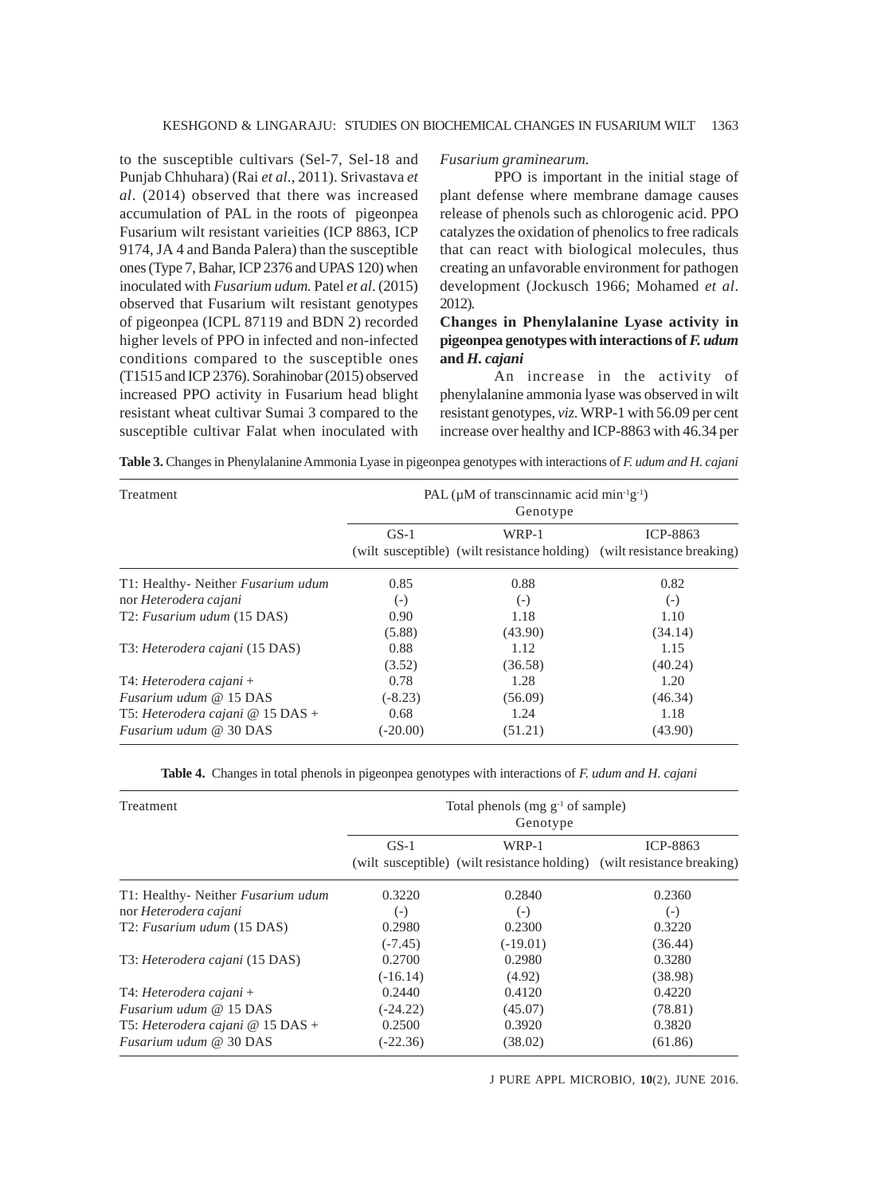to the susceptible cultivars (Sel-7, Sel-18 and Punjab Chhuhara) (Rai *et al*., 2011). Srivastava *et al*. (2014) observed that there was increased accumulation of PAL in the roots of pigeonpea Fusarium wilt resistant varieities (ICP 8863, ICP 9174, JA 4 and Banda Palera) than the susceptible ones (Type 7, Bahar, ICP 2376 and UPAS 120) when inoculated with *Fusarium udum.* Patel *et al*. (2015) observed that Fusarium wilt resistant genotypes of pigeonpea (ICPL 87119 and BDN 2) recorded higher levels of PPO in infected and non-infected conditions compared to the susceptible ones (T1515 and ICP 2376). Sorahinobar (2015) observed increased PPO activity in Fusarium head blight resistant wheat cultivar Sumai 3 compared to the susceptible cultivar Falat when inoculated with *Fusarium graminearum.*

PPO is important in the initial stage of plant defense where membrane damage causes release of phenols such as chlorogenic acid. PPO catalyzes the oxidation of phenolics to free radicals that can react with biological molecules, thus creating an unfavorable environment for pathogen development (Jockusch 1966; Mohamed *et al*. 2012)*.*

**Changes in Phenylalanine Lyase activity in pigeonpea genotypes with interactions of *F. udum* and *H. cajani***

An increase in the activity of phenylalanine ammonia lyase was observed in wilt resistant genotypes, *viz.* WRP-1 with 56.09 per cent increase over healthy and ICP-8863 with 46.34 per

**Table 3.** Changes in Phenylalanine Ammonia Lyase in pigeonpea genotypes with interactions of *F. udum and H. cajani*

| Treatment | PAL (μM of transcinnamic acid $min^{-1}g^{-1}$) Genotype | | |
|---|---|---|---|
| | GS-1 (wilt susceptible) | WRP-1 (wilt resistance holding) | ICP-8863 (wilt resistance breaking) |
| T1: Healthy- Neither *Fusarium udum* nor *Heterodera cajani* | 0.85 (-) | 0.88 (-) | 0.82 (-) |
| T2: *Fusarium udum* (15 DAS) | 0.90 (5.88) | 1.18 (43.90) | 1.10 (34.14) |
| T3: *Heterodera cajani* (15 DAS) | 0.88 (3.52) | 1.12 (36.58) | 1.15 (40.24) |
| T4: *Heterodera cajani* + *Fusarium udum* @ 15 DAS | 0.78 (-8.23) | 1.28 (56.09) | 1.20 (46.34) |
| T5: *Heterodera cajani* @ 15 DAS + *Fusarium udum* @ 30 DAS | 0.68 (-20.00) | 1.24 (51.21) | 1.18 (43.90) |

**Table 4.** Changes in total phenols in pigeonpea genotypes with interactions of *F. udum and H. cajani*

| Treatment | Total phenols (mg $g^{-1}$ of sample) Genotype | | |
|---|---|---|---|
| | GS-1 (wilt susceptible) | WRP-1 (wilt resistance holding) | ICP-8863 (wilt resistance breaking) |
| T1: Healthy- Neither *Fusarium udum* nor *Heterodera cajani* | 0.3220 (-) | 0.2840 (-) | 0.2360 (-) |
| T2: *Fusarium udum* (15 DAS) | 0.2980 (-7.45) | 0.2300 (-19.01) | 0.3220 (36.44) |
| T3: *Heterodera cajani* (15 DAS) | 0.2700 (-16.14) | 0.2980 (4.92) | 0.3280 (38.98) |
| T4: *Heterodera cajani* + *Fusarium udum* @ 15 DAS | 0.2440 (-24.22) | 0.4120 (45.07) | 0.4220 (78.81) |
| T5: *Heterodera cajani* @ 15 DAS + *Fusarium udum* @ 30 DAS | 0.2500 (-22.36) | 0.3920 (38.02) | 0.3820 (61.86) |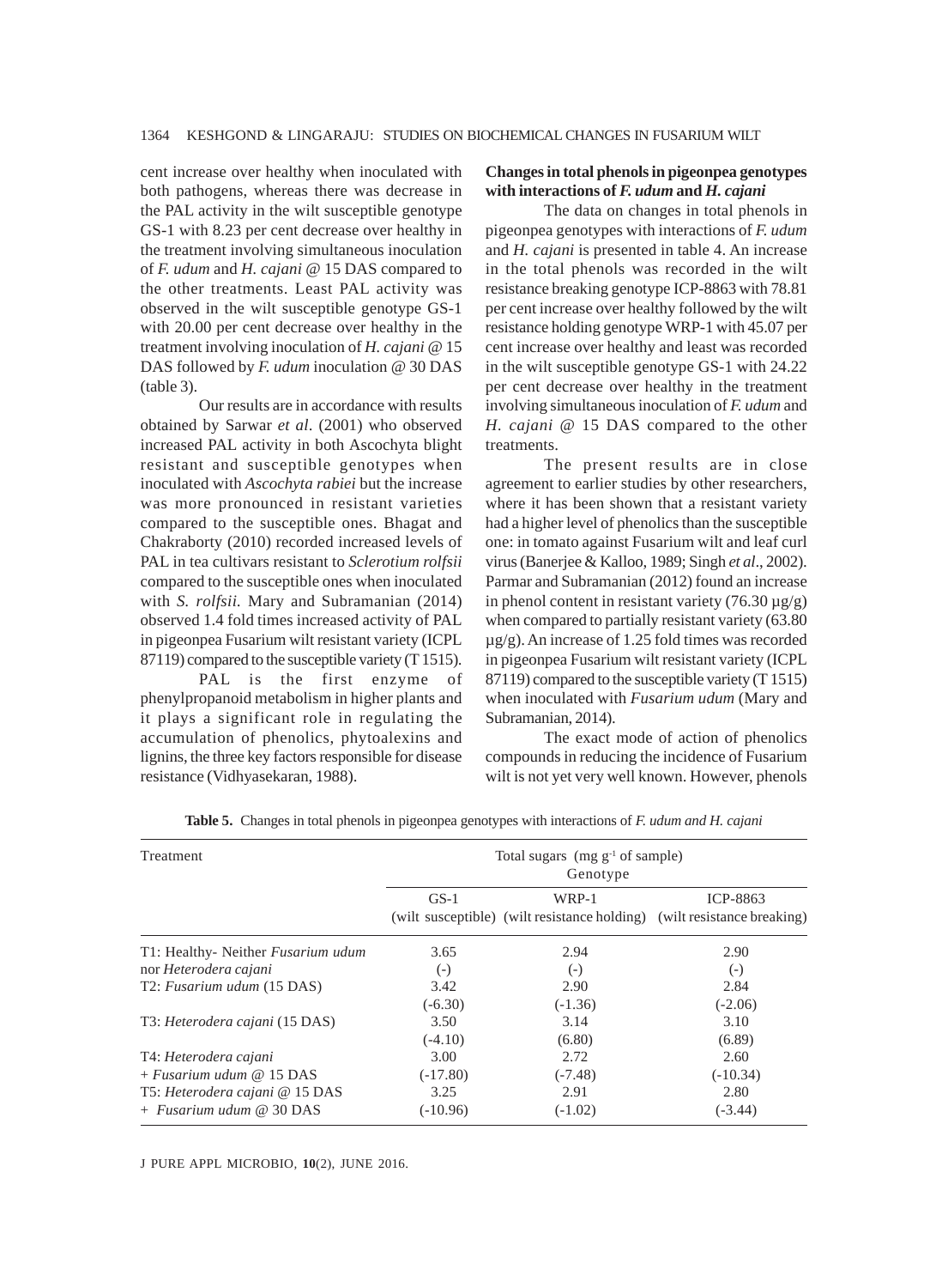cent increase over healthy when inoculated with both pathogens, whereas there was decrease in the PAL activity in the wilt susceptible genotype GS-1 with 8.23 per cent decrease over healthy in the treatment involving simultaneous inoculation of *F. udum* and *H. cajani* @ 15 DAS compared to the other treatments. Least PAL activity was observed in the wilt susceptible genotype GS-1 with 20.00 per cent decrease over healthy in the treatment involving inoculation of *H. cajani* @ 15 DAS followed by *F. udum* inoculation @ 30 DAS (table 3).

Our results are in accordance with results obtained by Sarwar *et al*. (2001) who observed increased PAL activity in both Ascochyta blight resistant and susceptible genotypes when inoculated with *Ascochyta rabiei* but the increase was more pronounced in resistant varieties compared to the susceptible ones. Bhagat and Chakraborty (2010) recorded increased levels of PAL in tea cultivars resistant to *Sclerotium rolfsii* compared to the susceptible ones when inoculated with *S. rolfsii*. Mary and Subramanian (2014) observed 1.4 fold times increased activity of PAL in pigeonpea Fusarium wilt resistant variety (ICPL 87119) compared to the susceptible variety (T 1515).

PAL is the first enzyme of phenylpropanoid metabolism in higher plants and it plays a significant role in regulating the accumulation of phenolics, phytoalexins and lignins, the three key factors responsible for disease resistance (Vidhyasekaran, 1988).

**Changes in total phenols in pigeonpea genotypes with interactions of *F. udum* and *H. cajani***

The data on changes in total phenols in pigeonpea genotypes with interactions of *F. udum* and *H. cajani* is presented in table 4. An increase in the total phenols was recorded in the wilt resistance breaking genotype ICP-8863 with 78.81 per cent increase over healthy followed by the wilt resistance holding genotype WRP-1 with 45.07 per cent increase over healthy and least was recorded in the wilt susceptible genotype GS-1 with 24.22 per cent decrease over healthy in the treatment involving simultaneous inoculation of *F. udum* and *H. cajani* @ 15 DAS compared to the other treatments.

The present results are in close agreement to earlier studies by other researchers, where it has been shown that a resistant variety had a higher level of phenolics than the susceptible one: in tomato against Fusarium wilt and leaf curl virus (Banerjee & Kalloo, 1989; Singh *et al*., 2002). Parmar and Subramanian (2012) found an increase in phenol content in resistant variety (76.30 µg/g) when compared to partially resistant variety (63.80 µg/g). An increase of 1.25 fold times was recorded in pigeonpea Fusarium wilt resistant variety (ICPL 87119) compared to the susceptible variety (T 1515) when inoculated with *Fusarium udum* (Mary and Subramanian, 2014).

The exact mode of action of phenolics compounds in reducing the incidence of Fusarium wilt is not yet very well known. However, phenols

**Table 5.** Changes in total phenols in pigeonpea genotypes with interactions of *F. udum and H. cajani*

| Treatment | Total sugars (mg g$^{-1}$ of sample) Genotype | | |
|---|---|---|---|
| | GS-1 (wilt susceptible) | WRP-1 (wilt resistance holding) | ICP-8863 (wilt resistance breaking) |
| T1: Healthy- Neither *Fusarium udum* nor *Heterodera cajani* | 3.65 (-) | 2.94 (-) | 2.90 (-) |
| T2: *Fusarium udum* (15 DAS) | 3.42 (-6.30) | 2.90 (-1.36) | 2.84 (-2.06) |
| T3: *Heterodera cajani* (15 DAS) | 3.50 (-4.10) | 3.14 (6.80) | 3.10 (6.89) |
| T4: *Heterodera cajani* + *Fusarium udum* @ 15 DAS | 3.00 (-17.80) | 2.72 (-7.48) | 2.60 (-10.34) |
| T5: *Heterodera cajani* @ 15 DAS + *Fusarium udum* @ 30 DAS | 3.25 (-10.96) | 2.91 (-1.02) | 2.80 (-3.44) |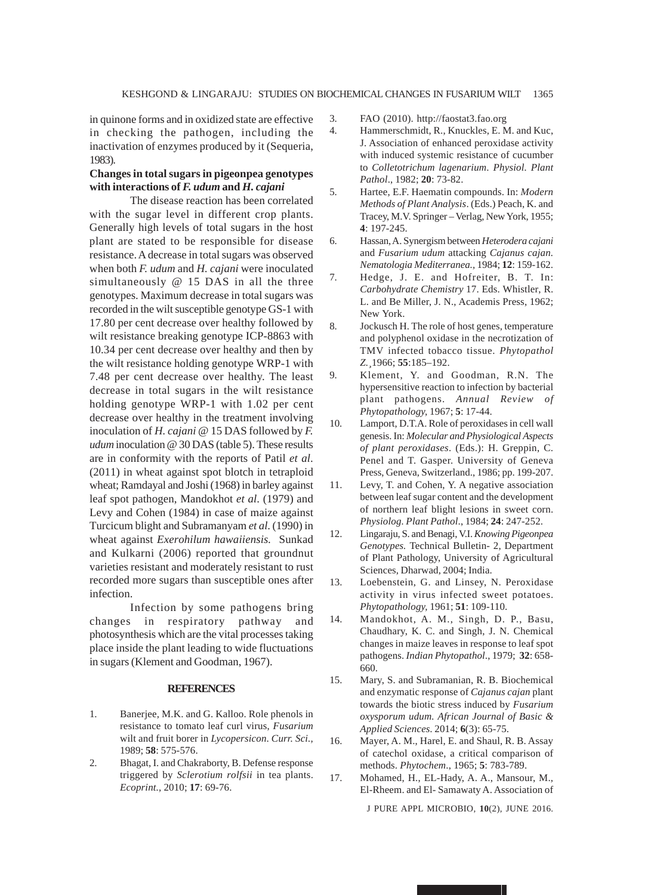in quinone forms and in oxidized state are effective in checking the pathogen, including the inactivation of enzymes produced by it (Sequeria, 1983).

**Changes in total sugars in pigeonpea genotypes with interactions of *F. udum* and *H. cajani***

The disease reaction has been correlated with the sugar level in different crop plants. Generally high levels of total sugars in the host plant are stated to be responsible for disease resistance. A decrease in total sugars was observed when both *F. udum* and *H. cajani* were inoculated simultaneously @ 15 DAS in all the three genotypes. Maximum decrease in total sugars was recorded in the wilt susceptible genotype GS-1 with 17.80 per cent decrease over healthy followed by wilt resistance breaking genotype ICP-8863 with 10.34 per cent decrease over healthy and then by the wilt resistance holding genotype WRP-1 with 7.48 per cent decrease over healthy. The least decrease in total sugars in the wilt resistance holding genotype WRP-1 with 1.02 per cent decrease over healthy in the treatment involving inoculation of *H. cajani* @ 15 DAS followed by *F. udum* inoculation @ 30 DAS (table 5). These results are in conformity with the reports of Patil *et al*. (2011) in wheat against spot blotch in tetraploid wheat; Ramdayal and Joshi (1968) in barley against leaf spot pathogen, Mandokhot *et al*. (1979) and Levy and Cohen (1984) in case of maize against Turcicum blight and Subramanyam *et al.* (1990) in wheat against *Exerohilum hawaiiensis.* Sunkad and Kulkarni (2006) reported that groundnut varieties resistant and moderately resistant to rust recorded more sugars than susceptible ones after infection.

Infection by some pathogens bring changes in respiratory pathway and photosynthesis which are the vital processes taking place inside the plant leading to wide fluctuations in sugars (Klement and Goodman, 1967).

## REFERENCES

1. Banerjee, M.K. and G. Kalloo. Role phenols in resistance to tomato leaf curl virus, *Fusarium* wilt and fruit borer in *Lycopersicon*. *Curr. Sci.,* 1989; **58**: 575-576.
2. Bhagat, I. and Chakraborty, B. Defense response triggered by *Sclerotium rolfsii* in tea plants. *Ecoprint.,* 2010; **17**: 69-76.
3. FAO (2010). http://faostat3.fao.org
4. Hammerschmidt, R., Knuckles, E. M. and Kuc, J. Association of enhanced peroxidase activity with induced systemic resistance of cucumber to *Colletotrichum lagenarium*. *Physiol. Plant Pathol*., 1982; **20**: 73-82.
5. Hartee, E.F. Haematin compounds. In: *Modern Methods of Plant Analysis*. (Eds.) Peach, K. and Tracey, M.V. Springer – Verlag, New York, 1955; **4**: 197-245.
6. Hassan, A. Synergism between *Heterodera cajani* and *Fusarium udum* attacking *Cajanus cajan. Nematologia Mediterranea.,* 1984; **12**: 159-162.
7. Hedge, J. E. and Hofreiter, B. T. In: *Carbohydrate Chemistry* 17. Eds. Whistler, R. L. and Be Miller, J. N., Academis Press, 1962; New York.
8. Jockusch H. The role of host genes, temperature and polyphenol oxidase in the necrotization of TMV infected tobacco tissue. *Phytopathol Z.*¸1966; **55**:185–192.
9. Klement, Y. and Goodman, R.N. The hypersensitive reaction to infection by bacterial plant pathogens. *Annual Review of Phytopathology,* 1967; **5**: 17-44.
10. Lamport, D.T.A. Role of peroxidases in cell wall genesis. In: *Molecular and Physiological Aspects of plant peroxidases*. (Eds.): H. Greppin, C. Penel and T. Gasper. University of Geneva Press, Geneva, Switzerland., 1986; pp. 199-207.
11. Levy, T. and Cohen, Y. A negative association between leaf sugar content and the development of northern leaf blight lesions in sweet corn. *Physiolog. Plant Pathol*., 1984; **24**: 247-252.
12. Lingaraju, S. and Benagi, V.I. *Knowing Pigeonpea Genotypes.* Technical Bulletin- 2, Department of Plant Pathology, University of Agricultural Sciences, Dharwad, 2004; India.
13. Loebenstein, G. and Linsey, N. Peroxidase activity in virus infected sweet potatoes. *Phytopathology,* 1961; **51**: 109-110.
14. Mandokhot, A. M., Singh, D. P., Basu, Chaudhary, K. C. and Singh, J. N. Chemical changes in maize leaves in response to leaf spot pathogens. *Indian Phytopathol*., 1979; **32**: 658-660.
15. Mary, S. and Subramanian, R. B. Biochemical and enzymatic response of *Cajanus cajan* plant towards the biotic stress induced by *Fusarium oxysporum udum. African Journal of Basic & Applied Sciences*. 2014; **6**(3): 65-75.
16. Mayer, A. M., Harel, E. and Shaul, R. B. Assay of catechol oxidase, a critical comparison of methods. *Phytochem*., 1965; **5**: 783-789.
17. Mohamed, H., EL-Hady, A. A., Mansour, M., El-Rheem. and El- Samawaty A. Association of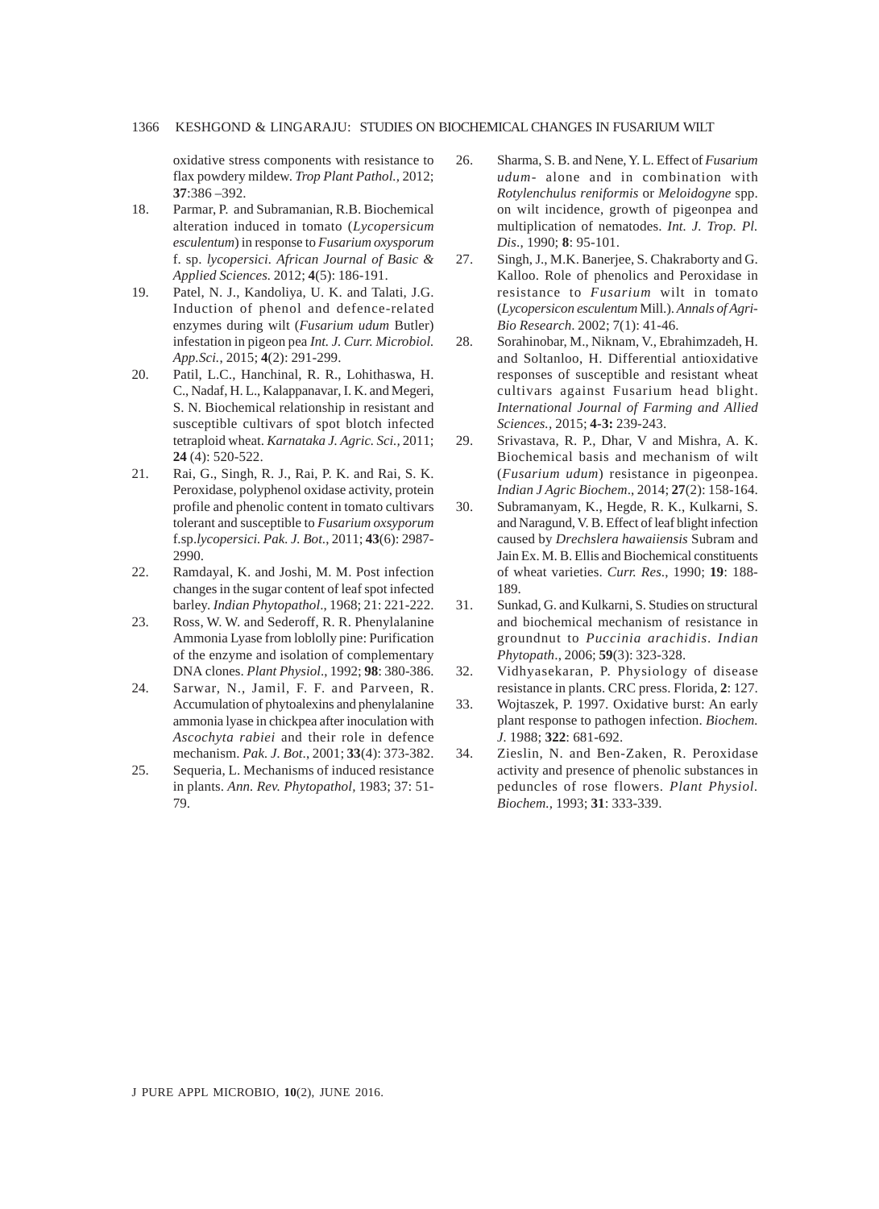oxidative stress components with resistance to flax powdery mildew. *Trop Plant Pathol.,* 2012; **37**:386 –392.

18. Parmar, P. and Subramanian, R.B. Biochemical alteration induced in tomato (*Lycopersicum esculentum*) in response to *Fusarium oxysporum* f. sp. *lycopersici. African Journal of Basic & Applied Sciences.* 2012; **4**(5): 186-191.
19. Patel, N. J., Kandoliya, U. K. and Talati, J.G. Induction of phenol and defence-related enzymes during wilt (*Fusarium udum* Butler) infestation in pigeon pea *Int. J. Curr. Microbiol. App.Sci.,* 2015; **4**(2): 291-299.
20. Patil, L.C., Hanchinal, R. R., Lohithaswa, H. C., Nadaf, H. L., Kalappanavar, I. K. and Megeri, S. N. Biochemical relationship in resistant and susceptible cultivars of spot blotch infected tetraploid wheat. *Karnataka J. Agric. Sci.,* 2011; **24** (4): 520-522.
21. Rai, G., Singh, R. J., Rai, P. K. and Rai, S. K. Peroxidase, polyphenol oxidase activity, protein profile and phenolic content in tomato cultivars tolerant and susceptible to *Fusarium oxsyporum* f.sp.*lycopersici. Pak. J. Bot.,* 2011; **43**(6): 2987-2990.
22. Ramdayal, K. and Joshi, M. M. Post infection changes in the sugar content of leaf spot infected barley. *Indian Phytopathol*., 1968; 21: 221-222.
23. Ross, W. W. and Sederoff, R. R. Phenylalanine Ammonia Lyase from loblolly pine: Purification of the enzyme and isolation of complementary DNA clones. *Plant Physiol*., 1992; **98**: 380-386.
24. Sarwar, N., Jamil, F. F. and Parveen, R. Accumulation of phytoalexins and phenylalanine ammonia lyase in chickpea after inoculation with *Ascochyta rabiei* and their role in defence mechanism. *Pak. J. Bot*., 2001; **33**(4): 373-382.
25. Sequeria, L. Mechanisms of induced resistance in plants. *Ann. Rev. Phytopathol*, 1983; 37: 51-79.
26. Sharma, S. B. and Nene, Y. L. Effect of *Fusarium udum*- alone and in combination with *Rotylenchulus reniformis* or *Meloidogyne* spp. on wilt incidence, growth of pigeonpea and multiplication of nematodes. *Int. J. Trop. Pl. Dis*., 1990; **8**: 95-101.
27. Singh, J., M.K. Banerjee, S. Chakraborty and G. Kalloo. Role of phenolics and Peroxidase in resistance to *Fusarium* wilt in tomato (*Lycopersicon esculentum* Mill.). *Annals of Agri-Bio Research*. 2002; 7(1): 41-46.
28. Sorahinobar, M., Niknam, V., Ebrahimzadeh, H. and Soltanloo, H. Differential antioxidative responses of susceptible and resistant wheat cultivars against Fusarium head blight. *International Journal of Farming and Allied Sciences.,* 2015; **4-3:** 239-243.
29. Srivastava, R. P., Dhar, V and Mishra, A. K. Biochemical basis and mechanism of wilt (*Fusarium udum*) resistance in pigeonpea. *Indian J Agric Biochem*., 2014; **27**(2): 158-164.
30. Subramanyam, K., Hegde, R. K., Kulkarni, S. and Naragund, V. B. Effect of leaf blight infection caused by *Drechslera hawaiiensis* Subram and Jain Ex. M. B. Ellis and Biochemical constituents of wheat varieties. *Curr. Res*., 1990; **19**: 188-189.
31. Sunkad, G. and Kulkarni, S. Studies on structural and biochemical mechanism of resistance in groundnut to *Puccinia arachidis*. *Indian Phytopath*., 2006; **59**(3): 323-328.
32. Vidhyasekaran, P. Physiology of disease resistance in plants. CRC press. Florida, **2**: 127.
33. Wojtaszek, P. 1997. Oxidative burst: An early plant response to pathogen infection. *Biochem. J*. 1988; **322**: 681-692.
34. Zieslin, N. and Ben-Zaken, R. Peroxidase activity and presence of phenolic substances in peduncles of rose flowers. *Plant Physiol. Biochem.,* 1993; **31**: 333-339.